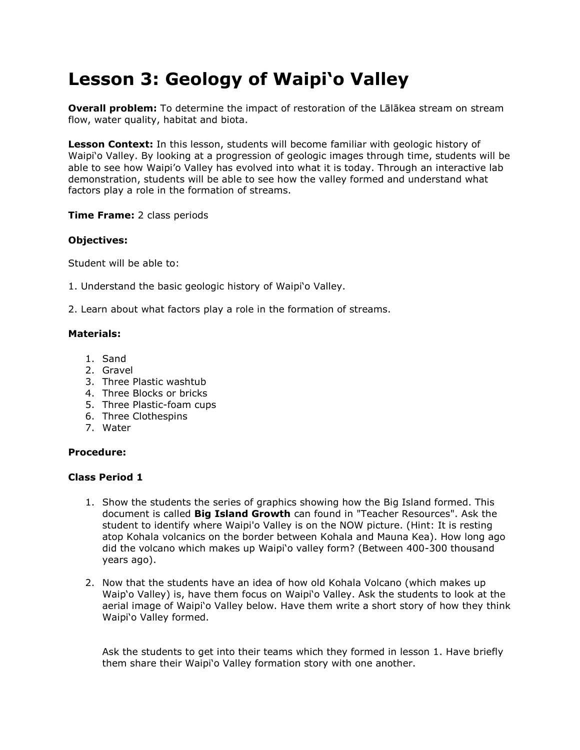# Lesson 3: Geology of Waipiʻo Valley

**Overall problem:** To determine the impact of restoration of the Lālākea stream on stream flow, water quality, habitat and biota.

**Lesson Context:** In this lesson, students will become familiar with geologic history of Waipiʻo Valley. By looking at a progression of geologic images through time, students will be able to see how Waipi'o Valley has evolved into what it is today. Through an interactive lab demonstration, students will be able to see how the valley formed and understand what factors play a role in the formation of streams.

**Time Frame:** 2 class periods

**Objectives:**

Student will be able to:

1. Understand the basic geologic history of Waipiʻo Valley.

2. Learn about what factors play a role in the formation of streams.

**Materials:**

1. Sand
2. Gravel
3. Three Plastic washtub
4. Three Blocks or bricks
5. Three Plastic-foam cups
6. Three Clothespins
7. Water

**Procedure:**

**Class Period 1**

1. Show the students the series of graphics showing how the Big Island formed. This document is called **Big Island Growth** can found in "Teacher Resources". Ask the student to identify where Waipi'o Valley is on the NOW picture. (Hint: It is resting atop Kohala volcanics on the border between Kohala and Mauna Kea). How long ago did the volcano which makes up Waipiʻo valley form? (Between 400-300 thousand years ago).

2. Now that the students have an idea of how old Kohala Volcano (which makes up Waipʻo Valley) is, have them focus on Waipiʻo Valley. Ask the students to look at the aerial image of Waipiʻo Valley below. Have them write a short story of how they think Waipiʻo Valley formed.

   Ask the students to get into their teams which they formed in lesson 1. Have briefly them share their Waipiʻo Valley formation story with one another.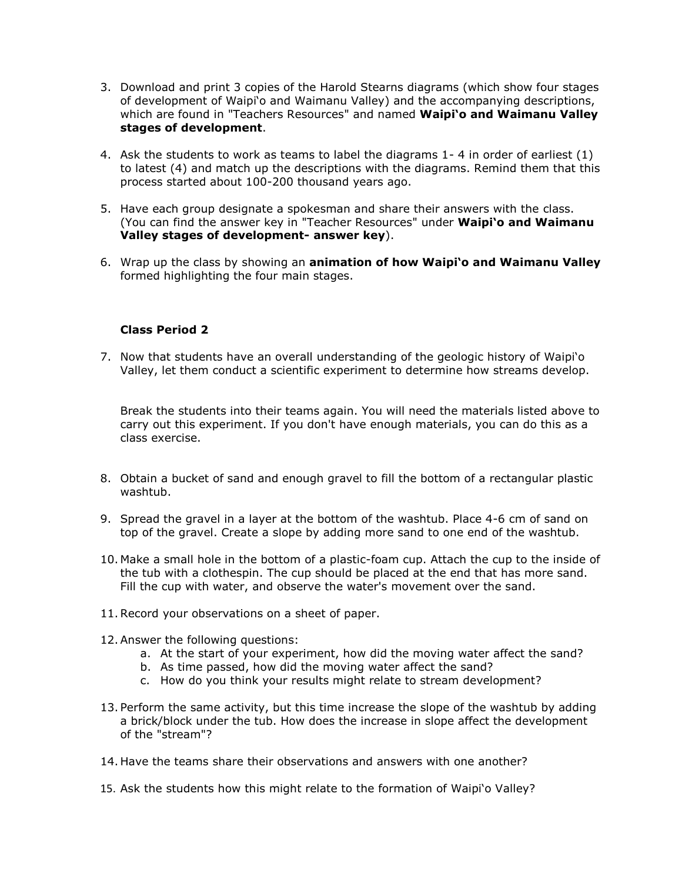3. Download and print 3 copies of the Harold Stearns diagrams (which show four stages of development of Waipi'o and Waimanu Valley) and the accompanying descriptions, which are found in "Teachers Resources" and named **Waipi'o and Waimanu Valley stages of development**.

4. Ask the students to work as teams to label the diagrams 1- 4 in order of earliest (1) to latest (4) and match up the descriptions with the diagrams. Remind them that this process started about 100-200 thousand years ago.

5. Have each group designate a spokesman and share their answers with the class. (You can find the answer key in "Teacher Resources" under **Waipi'o and Waimanu Valley stages of development- answer key**).

6. Wrap up the class by showing an **animation of how Waipi'o and Waimanu Valley** formed highlighting the four main stages.

**Class Period 2**

7. Now that students have an overall understanding of the geologic history of Waipi'o Valley, let them conduct a scientific experiment to determine how streams develop.

   Break the students into their teams again. You will need the materials listed above to carry out this experiment. If you don't have enough materials, you can do this as a class exercise.

8. Obtain a bucket of sand and enough gravel to fill the bottom of a rectangular plastic washtub.

9. Spread the gravel in a layer at the bottom of the washtub. Place 4-6 cm of sand on top of the gravel. Create a slope by adding more sand to one end of the washtub.

10. Make a small hole in the bottom of a plastic-foam cup. Attach the cup to the inside of the tub with a clothespin. The cup should be placed at the end that has more sand. Fill the cup with water, and observe the water's movement over the sand.

11. Record your observations on a sheet of paper.

12. Answer the following questions:
    a. At the start of your experiment, how did the moving water affect the sand?
    b. As time passed, how did the moving water affect the sand?
    c. How do you think your results might relate to stream development?

13. Perform the same activity, but this time increase the slope of the washtub by adding a brick/block under the tub. How does the increase in slope affect the development of the "stream"?

14. Have the teams share their observations and answers with one another?

15. Ask the students how this might relate to the formation of Waipi'o Valley?